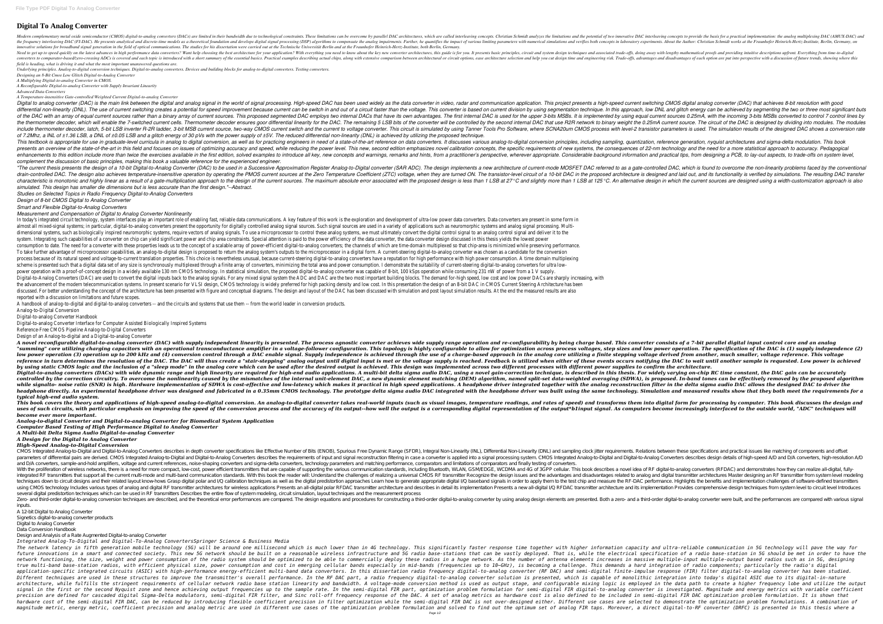# Digital To Analog Converter

Modern complementary metal oxide semiconductor (CMOS) digital-to-analog converters (DACs) are limited in their bandwidth due to technological constraints. These limitations can be overcome by parallel DAC architectures, which are called interleaving concepts. Christian Schmidt analyzes the limitations and the potential of two innovative DAC interleaving concepts to provide the basis for a practical implementation: the analog multiplexing DAC (AMUX-DAC) and the frequency interleaving DAC (FI-DAC). He presents analytical and discrete-time models as a theoretical foundation and develops digital signal processing (DSP) algorithms to compensate the analog impairments. Further, he quantifies the impact of various limiting parameters with numerical simulations and verifies both concepts in laboratory experiments. About the Author: Christian Schmidt works at the Fraunhofer Heinrich-Hertz-Institute, Berlin, Germany, on innovative solutions for broadband signal generation in the field of optical communications. The studies for his dissertation were carried out at the Technische Universität Berlin and at the Fraunhofer Heinrich-Hertz-Institute, both Berlin, Germany.

Need to get up to speed quickly on the latest advances in high performance data converters? Want help choosing the best architecture for your application? With everything you need to know about the key new converter architectures, this guide is for you. It presents basic principles, circuit and system design techniques and associated trade-offs, doing away with lengthy mathematical proofs and providing intuitive descriptions upfront. Everything from time-to-digital converters to comparator-based/zero-crossing ADCs is covered and each topic is introduced with a short summary of the essential basics. Practical examples describing actual chips, along with extensive comparison between architectural or circuit options, ease architecture selection and help you cut design time and engineering risk. Trade-offs, advantages and disadvantages of each option are put into perspective with a discussion of future trends, showing where this field is heading, what is driving it and what the most important unanswered questions are.

*Underlying principles. Analog-to-digital conversion techniques. Digital-to-analog converters. Devices and building blocks for analog-to-digital converters. Testing converters.*

*Designing an 8-Bit Cmos Low Glitch Digital-to-Analog Converter*

*A Multiplying Digital-to-analog Converter in CMOS.*

*A Reconfigurable Digital-to-analog Converter with Supply Invariant Linearity*

*Advanced Data Converters*

*A Temperature-insensitive Gate-controlled Weighted Current Digital-to-analog Converter*

*Digital to analog converter (DAC) is the main link between the digital and analog signal in the world of signal processing. High-speed DAC has been used widely as the data converter in video, radar and communication application. This project presents a high-speed current switching CMOS digital analog converter (DAC) that achieves 8-bit resolution with good differential non-linearity (DNL). The use of current switching creates a potential for speed improvement because current can be switch in and out of a circuit faster than the voltage. This converter is based on current division by using segmentation technique. In this approach, low DNL and glitch energy can be achieved by segmenting the two or three most significant buts of the DAC with an array of equal current sources rather than a binary array of current sources. This proposed segmented DAC employs two internal DACs that have its own advantages. The first internal DAC is used for the upper 3-bits MSBs. It is implemented by using equal current sources 0.25mA, with the incoming 3-bits MSBs converted to control 7 control lines by the thermometer decoder, which will enable the 7-switched current cells. Thermometer decoder ensures goor differential linearity for the DAC. The remaining 5 LSB bits of the converter will be controlled by the second internal DAC that use R2R network to binary weight the 0.25mA current source. The circuit of the DAC is designed by dividing into modules. The modules include thermometer decoder, latch, 5-bit LSB inverter R-2R ladder, 3-bit MSB current source, two-way CMOS current switch and the current to voltage converter. This circuit is simulated by using Tanner Tools Pro Software, where SCNA20um CMOS process with level-2 transistor parameters is used. The simulation results of the designed DAC shows a conversion rate of 7.2Mhz, a INL of ±1.36 LSB, a DNL of ±0.05 LSB and a glitch energy of 30 pVs with the power supply of ±5V. The reduced differential non-linearity (DNL) is achieved by utilizing the proposed technique.*

This textbook is appropriate for use in graduate-level curricula in analog to digital conversion, as well as for practicing engineers in need of a state-of-the-art reference on data converters. It discusses various analog-to-digital conversion principles, including sampling, quantization, reference generation, nyquist architectures and sigma-delta modulation. This book presents an overview of the state-of-the-art in this field and focuses on issues of optimizing accuracy and speed, while reducing the power level. This new, second edition emphasizes novel calibration concepts, the specific requirements of new systems, the consequences of 22-nm technology and the need for a more statistical approach to accuracy. Pedagogical enhancements to this edition include more than twice the exercises available in the first edition, solved examples to introduce all key, new concepts and warnings, remarks and hints, from a practitioner's perspective, wherever appropriate. Considerable background information and practical tips, from designing a PCB, to lay-out aspects, to trade-offs on system level, complement the discussion of basic principles, making this book a valuable reference for the experienced engineer.

"The current thesis presents the design of a 10-bit Digital-to-Analog Converter (DAC) to be used in a Successive Approximation Register Analog-to-Digital converter (SAR ADC). The design implements a new architecture of current-mode MOSFET DAC referred to as a gate-controlled DAC, which is found to overcome the non-linearity problems faced by the conventional drain-controlled DAC. The design also achieves temperature-insensitive operation by operating the PMOS current sources at the Zero Temperature Coefficient (ZTC) voltage, when they are turned ON. The transistor-level circuit of a 10-bit DAC in the proposed architecture is designed and laid out, and its functionality is verified by simulations. The resulting DAC transfer characteristic is monotonic and highly linear as a result of a gate-multiplication approach to the design of the current sources. The maximum absolute error associated with the proposed design is less than 1 LSB at 27°C and slightly more than 1 LSB at 125°C. An alternative design in which the current sources are designed using a width-customization approach is also simulated. This design has smaller die dimensions but is less accurate than the first design."--Abstract.

*Studies on Selected Topics in Radio Frequency Digital-to-Analog Converters*

*Design of 8-bit CMOS Digital to Analog Converter*

*Smart and Flexible Digital-to-Analog Converters*

*Measurement and Compensation of Digital to Analog Converter Nonlinearity*

In today's integrated circuit technology, system interfaces play an important role of enabling fast, reliable data communications. A key feature of this work is the exploration and development of ultra-low power data converters. Data converters are present in some form in almost all mixed-signal systems; in particular, digital-to-analog converters present the opportunity for digitally controlled analog signal sources. Such signal sources are used in a variety of applications such as neuromorphic systems and analog signal processing. Multi-dimensional systems, such as biologically inspired neuromorphic systems, require vectors of analog signals. To use a microprocessor to control these analog systems, we must ultimately convert the digital control signal to an analog control signal and deliver it to the system. Integrating such capabilities of a converter on chip can yield significant power and chip area constraints. Special attention is paid to the power efficiency of the data converter, the data converter design discussed in this yields the lowest power consumption to date. The need for a converter with these properties leads us to the concept of a scalable array of power-efficient digital-to-analog converters; the channels of which are time-domain multiplexed so that chip-area is minimized while preserving performance. To take further advantage of microprocessor capabilities, an analog-to-digital design is proposed to return the analog system's outputs to the microprocessor in a digital form. A current-steering digital-to-analog converter was chosen as a candidate for the conversion process because of its natural speed and voltage-to-current translation properties. This choice is nevertheless unusual, because current-steering digital-to-analog converters have a reputation for high performance with high power consumption. A time domain multiplexing scheme is presented such that a digital data set of any size is synchronously multiplexed through a finite array of converters, minimizing the total area and power consumption. I demonstrate the suitability of current-steering digital-to-analog converters for ultra low-power operation with a proof-of-concept design in a widely available 130 nm CMOS technology. In statistical simulation, the proposed digital-to-analog converter was capable of 8-bit, 100 kSps operation while consuming 231 nW of power from a 1 V supply.

Digital-to-Analog Converters (DAC) are used to convert the digital inputs back to the analog signals. For any mixed signal system the ADC and DAC are the two most important building blocks. The demand for high-speed, low cost and low power DACs are sharply increasing, with the advancement of the modern telecommunication systems. In present scenario for VLSI design, CMOS technology is widely preferred for high packing density and low cost. In this presentation the design of an 8-bit DAC in CMOS Current Steering Architecture has been discussed. For better understanding the concept of the architecture has been presented with figure and conceptual diagrams. The design and layout of the DAC has been discussed with simulation and post layout simulation results. At the end the measured results are also reported with a discussion on limitations and future scopes.

A handbook of analog-to-digital and digital-to-analog converters -- and the circuits and systems that use them -- from the world leader in conversion products.

Analog-to-Digital Conversion

Digital-to-analog Converter Handbook

Digital-to-analog Converter Interface for Computer Assisted Biologically Inspired Systems

Reference-Free CMOS Pipeline Analog-to-Digital Converters

Design of an Analog-to-digital and a Digital-to-analog Converter

***A novel reconfigurable digital-to-analog converter (DAC) with supply independent linearity is presented. The process agnostic converter achieves wide supply range operation and re-configurability by being charge based. This converter consists of a 7-bit parallel digital input control core and an analog "summing" core utilizing charging capacitors with an operational transconductance amplifier in a voltage-follower configuration. This topology is highly configurable to allow for optimization across process voltages, step sizes and low power operation. The specification of the DAC is (1) supply independence (2) low power operation (3) operation up to 200 kHz and (4) conversion control through a DAC enable signal. Supply independence is achieved through the use of a charge-based approach in the analog core utilizing a finite stepping voltage derived from another, much smaller, voltage reference. This voltage reference in turn determines the resolution of the DAC. The DAC will thus create a "stair-stepping" analog output until digital input is met or the voltage supply is reached. Feedback is utilized when either of these events occurs notifying the DAC to wait until another sample is requested. Low power is achieved by using static CMOS logic and the inclusion of a "sleep mode" in the analog core which can be used after the desired output is achieved. This design was implemented across two different processes with different power supplies to confirm the architecture.***

***Digital-to-analog converters (DACs) with wide dynamic range and high linearity are required for high-end audio applications. A multi-bit delta sigma audio DAC, using a novel gain-correction technique, is described in this thesis. For widely varying on-chip RC time constant, the DAC gain can be accurately controlled by the correction circuitry. To overcome the nonlinearity caused by the mismatches of the internal unit-element DAC, a new dynamic element matching (DEM) algorithm, named split-set data-weighted averaging (SDWA), is proposed. In-band tones can be effectively removed by the proposed algorithm while signalto- noise ratio (SNR) is high. Hardware implementation of SDWA is cost-effective and low-latency which makes it practical in high speed applications. A headphone driver integrated together with the analog reconstruction filter in the delta sigma audio DAC allows the designed DAC to driver the headphone directly. An experimental headphone driver was designed and fabricated in a 0.35mm CMOS technology. The prototype delta sigma audio DAC integrated with the headphone driver was built using the same technology. Simulation and measured results show that they both meet the requirements for a typical high-end audio system.***

***This book covers the theory and applications of high-speed analog-to-digital conversion. An analog-to-digital converter takes real-world inputs (such as visual images, temperature readings, and rates of speed) and transforms them into digital form for processing by computer. This book discusses the design and uses of such circuits, with particular emphasis on improving the speed of the conversion process and the accuracy of its output--how well the output is a corresponding digital representation of the output\*b1input signal. As computers become increasingly interfaced to the outside world, "ADC" techniques will become ever more important.***

***Analog-to-digital Converter and Digital-to-analog Converter for Biomedical System Application***

***Computer Based Testing of High Performance Digital to Analog Converter***

***A Multi-bit Delta Sigma Audio Digital-to-analog Converter***

***A Design for the Digital to Analog Converter***

***High-Speed Analog-to-Digital Conversion***

CMOS Integrated Analog-to-Digital and Digital-to-Analog Converters describes in depth converter specifications like Effective Number of Bits (ENOB), Spurious Free Dynamic Range (SFDR), Integral Non-Linearity (INL), Differential Non-Linearity (DNL) and sampling clock jitter requirements. Relations between these specifications and practical issues like matching of components and offset parameters of differential pairs are derived. CMOS Integrated Analog-to-Digital and Digital-to-Analog Converters describes the requirements of input and signal reconstruction filtering in case a converter is applied into a signal processing system. CMOS Integrated Analog-to-Digital and Digital-to-Analog Converters describes design details of high-speed A/D and D/A converters, high-resolution A/D and D/A converters, sample-and-hold amplifiers, voltage and current references, noise-shaping converters and sigma-delta converters, technology parameters and matching performance, comparators and limitations of comparators and finally testing of converters.

With the proliferation of wireless networks, there is a need for more compact, low-cost, power efficient transmitters that are capable of supporting the various communication standards, including Bluetooth, WLAN, GSM/EDGE, WCDMA and 4G of 3GPP cellular. This book describes a novel idea of RF digital-to-analog converters (RFDAC) and demonstrates how they can realize all-digital, fully-integrated RF transmitters that support all the current multi-mode and multi-band communication standards. With this book the reader will: Understand the challenges of realizing a universal CMOS RF transmitter Recognize the design issues and the advantages and disadvantages related to analog and digital transmitter architectures Master designing an RF transmitter from system level modeling techniques down to circuit designs and their related layout know-hows Grasp digital polar and I/Q calibration techniques as well as the digital predistortion approaches Learn how to generate appropriate digital I/Q baseband signals in order to apply them to the test chip and measure the RF-DAC performance. Highlights the benefits and implementation challenges of software-defined transmitters using CMOS technology Includes various types of analog and digital RF transmitter architectures for wireless applications Presents an all-digital polar RFDAC transmitter architecture and describes in detail its implementation Presents a new all-digital I/Q RFDAC transmitter architecture and its implementation Provides comprehensive design techniques from system level to circuit level Introduces several digital predistortion techniques which can be used in RF transmitters Describes the entire flow of system modeling, circuit simulation, layout techniques and the measurement process

Zero- and third-order digital-to-analog conversion techniques are described, and the theoretical error performances are compared. The design equations and procedures for constructing a third-order digital-to-analog converter by using analog design elements are presented. Both a zero- and a third-order digital-to-analog converter were built, and the performances are compared with various signal inputs.

A 12-bit Digital to Analog Converter

Signetics digital-to-analog converter products

Digital to Analog Converter

Data Conversion Handbook

Design and Analysis of a Rate Augmented Digital-to-analog Converter

*Integrated Analog-To-Digital and Digital-To-Analog ConvertersSpringer Science & Business Media*

*The network latency in fifth generation mobile technology (5G) will be around one millisecond which is much lower than in 4G technology. This significantly faster response time together with higher information capacity and ultra-reliable communication in 5G technology will pave the way for future innovations in a smart and connected society. This new 5G network should be built on a reasonable wireless infrastructure and 5G radio base-stations that can be vastly deployed. That is, while the electrical specification of a radio base-station in 5G should be met in order to have the network functioning, the size, weight and power consumption of the radio system should be optimized to be able to commercially deploy these radios in a huge network. As the number of antenna elements increases in massive multiple-input multiple-output based radios such as in 5G, designing true multi-band base-station radios, with efficient physical size, power consumption and cost in emerging cellular bands especially in mid-bands (frequencies up to 10–GHz), is becoming a challenge. This demands a hard integration of radio components; particularly the radio's digital application-specific integrated circuits (ASIC) with high-performance energy-efficient multi-band data converters. In this dissertation radio frequency digital-to-analog converter (RF DAC) and semi-digital finite-impulse response (FIR) filter digital-to-analog converter has been studied. Different techniques are used in these structures to improve the transmitter's overall performance. In the RF DAC part, a radio frequency digital-to-analog converter solution is presented, which is capable of monolithic integration into today's digital ASIC due to its digital-in-nature architecture, while fulfills the stringent requirements of cellular network radio base station linearity and bandwidth. A voltage-mode conversion method is used as output stage, and configurable mixing logic is employed in the data path to create a higher frequency lobe and utilize the output signal in the first or the second Nyquist zone and hence achieving output frequencies up to the sample rate. In the semi-digital FIR part, optimization problem formulation for semi-digital FIR digital-to-analog converter is investigated. Magnitude and energy metrics with variable coefficient precision are defined for cascaded digital Sigma-Delta modulators, semi-digital FIR filter, and Sinc roll-off frequency response of the DAC. A set of analog metrics as hardware cost is also defined to be included in semi-digital FIR DAC optimization problem formulation. It is shown that hardware cost of the semi-digital FIR DAC, can be reduced by introducing flexible coefficient precision in filter optimization while the semi-digital FIR DAC is not over-designed either. Different use cases are selected to demonstrate the optimization problem formulations. A combination of magnitude metric, energy metric, coefficient precision and analog metric are used in different use cases of the optimization problem formulation and solved to find out the optimum set of analog FIR taps. Moreover, a direct digital-to-RF converter (DRFC) is presented in this thesis where a*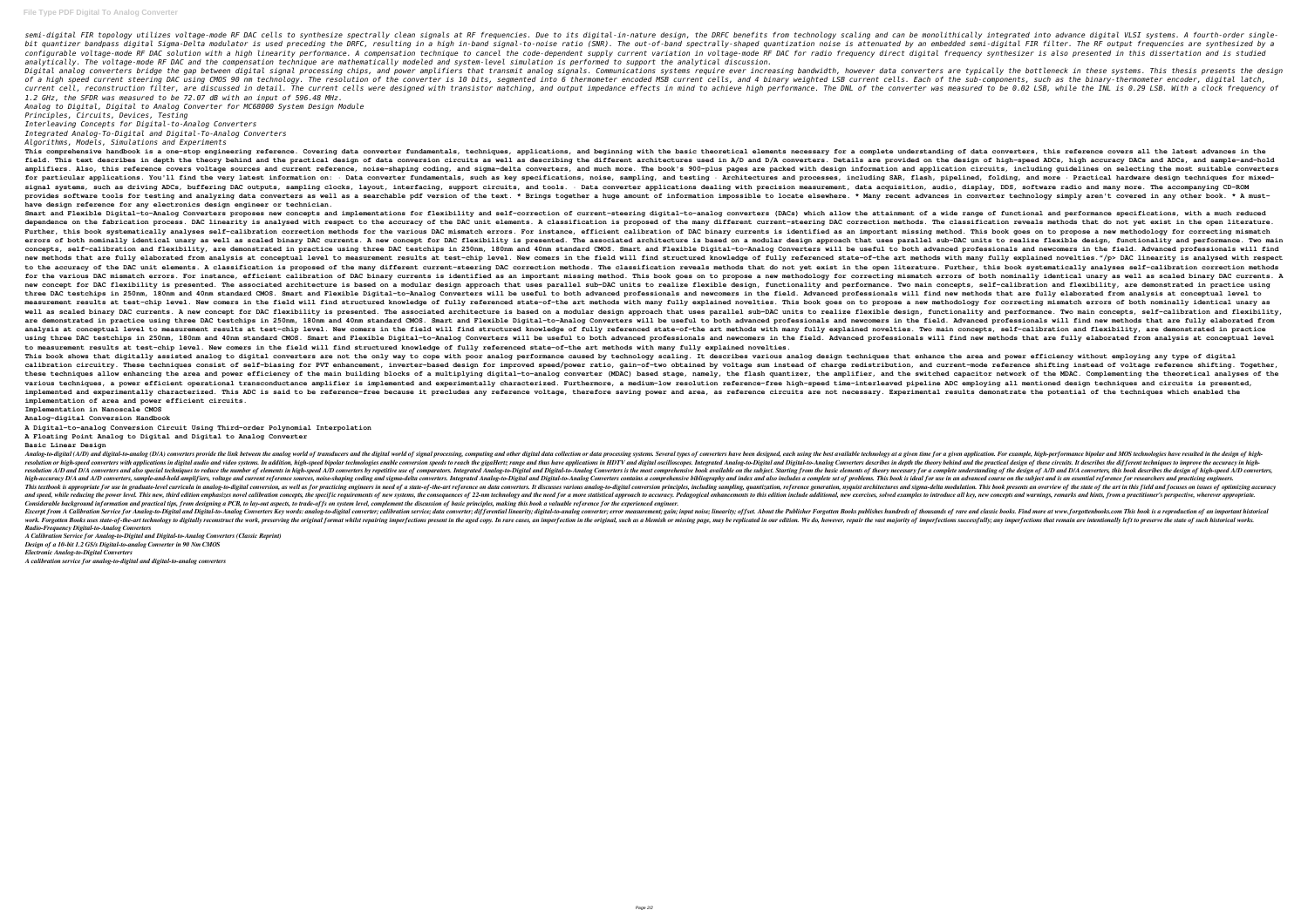semi-digital FIR topology utilizes voltage-mode RF DAC cells to synthesize spectrally clean signals at RF frequencies. Due to its digital-in-nature design, the DRFC benefits from technology scaling and can be monolithically integrated into advance digital VLSI systems. A fourth-order single-bit quantizer bandpass digital Sigma-Delta modulator is used preceding the DRFC, resulting in a high in-band signal-to-noise ratio (SNR). The out-of-band spectrally-shaped quantization noise is attenuated by an embedded semi-digital FIR filter. The RF output frequencies are synthesized by a configurable voltage-mode RF DAC solution with a high linearity performance. A compensation technique to cancel the code-dependent supply current variation in voltage-mode RF DAC for radio frequency direct digital frequency synthesizer is also presented in this dissertation and is studied analytically. The voltage-mode RF DAC and the compensation technique are mathematically modeled and system-level simulation is performed to support the analytical discussion.

Digital analog converters bridge the gap between digital signal processing chips, and power amplifiers that transmit analog signals. Communications systems require ever increasing bandwidth, however data converters are typically the bottleneck in these systems. This thesis presents the design of a high speed current steering DAC using CMOS 90 nm technology. The resolution of the converter is 10 bits, segmented into 6 thermometer encoded MSB current cells, and 4 binary weighted LSB current cells. Each of the sub-components, such as the binary-thermometer encoder, digital latch, current cell, reconstruction filter, are discussed in detail. The current cells were designed with transistor matching, and output impedance effects in mind to achieve high performance. The DNL of the converter was measured to be 0.02 LSB, while the INL is 0.29 LSB. With a clock frequency of 1.2 GHz, the SFDR was measured to be 72.07 dB with an input of 596.48 MHz.

Analog to Digital, Digital to Analog Converter for MC68000 System Design Module

Principles, Circuits, Devices, Testing

Interleaving Concepts for Digital-to-Analog Converters

Integrated Analog-To-Digital and Digital-To-Analog Converters

Algorithms, Models, Simulations and Experiments

This comprehensive handbook is a one-stop engineering reference. Covering data converter fundamentals, techniques, applications, and beginning with the basic theoretical elements necessary for a complete understanding of data converters, this reference covers all the latest advances in the field. This text describes in depth the theory behind and the practical design of data conversion circuits as well as describing the different architectures used in A/D and D/A converters. Details are provided on the design of high-speed ADCs, high accuracy DACs and ADCs, and sample-and-hold amplifiers. Also, this reference covers voltage sources and current reference, noise-shaping coding, and sigma-delta converters, and much more. The book's 900-plus pages are packed with design information and application circuits, including guidelines on selecting the most suitable converters for particular applications. You'll find the very latest information on: · Data converter fundamentals, such as key specifications, noise, sampling, and testing · Architectures and processes, including SAR, flash, pipelined, folding, and more · Practical hardware design techniques for mixed-signal systems, such as driving ADCs, buffering DAC outputs, sampling clocks, layout, interfacing, support circuits, and tools. · Data converter applications dealing with precision measurement, data acquisition, audio, display, DDS, software radio and many more. The accompanying CD-ROM provides software tools for testing and analyzing data converters as well as a searchable pdf version of the text. * Brings together a huge amount of information impossible to locate elsewhere. * Many recent advances in converter technology simply aren't covered in any other book. * A must-have design reference for any electronics design engineer or technician.

Smart and Flexible Digital-to-Analog Converters proposes new concepts and implementations for flexibility and self-correction of current-steering digital-to-analog converters (DACs) which allow the attainment of a wide range of functional and performance specifications, with a much reduced dependence on the fabrication process. DAC linearity is analysed with respect to the accuracy of the DAC unit elements. A classification is proposed of the many different current-steering DAC correction methods. The classification reveals methods that do not yet exist in the open literature. Further, this book systematically analyses self-calibration correction methods for the various DAC mismatch errors. For instance, efficient calibration of DAC binary currents is identified as an important missing method. This book goes on to propose a new methodology for correcting mismatch errors of both nominally identical unary as well as scaled binary DAC currents. A new concept for DAC flexibility is presented. The associated architecture is based on a modular design approach that uses parallel sub-DAC units to realize flexible design, functionality and performance. Two main concepts, self-calibration and flexibility, are demonstrated in practice using three DAC testchips in 250nm, 180nm and 40nm standard CMOS. Smart and Flexible Digital-to-Analog Converters will be useful to both advanced professionals and newcomers in the field. Advanced professionals will find new methods that are fully elaborated from analysis at conceptual level to measurement results at test-chip level. New comers in the field will find structured knowledge of fully referenced state-of-the art methods with many fully explained novelties."/p> DAC linearity is analysed with respect to the accuracy of the DAC unit elements. A classification is proposed of the many different current-steering DAC correction methods. The classification reveals methods that do not yet exist in the open literature. Further, this book systematically analyses self-calibration correction methods for the various DAC mismatch errors. For instance, efficient calibration of DAC binary currents is identified as an important missing method. This book goes on to propose a new methodology for correcting mismatch errors of both nominally identical unary as well as scaled binary DAC currents. A new concept for DAC flexibility is presented. The associated architecture is based on a modular design approach that uses parallel sub-DAC units to realize flexible design, functionality and performance. Two main concepts, self-calibration and flexibility, are demonstrated in practice using three DAC testchips in 250nm, 180nm and 40nm standard CMOS. Smart and Flexible Digital-to-Analog Converters will be useful to both advanced professionals and newcomers in the field. Advanced professionals will find new methods that are fully elaborated from analysis at conceptual level to measurement results at test-chip level. New comers in the field will find structured knowledge of fully referenced state-of-the art methods with many fully explained novelties. This book goes on to propose a new methodology for correcting mismatch errors of both nominally identical unary as well as scaled binary DAC currents. A new concept for DAC flexibility is presented. The associated architecture is based on a modular design approach that uses parallel sub-DAC units to realize flexible design, functionality and performance. Two main concepts, self-calibration and flexibility, are demonstrated in practice using three DAC testchips in 250nm, 180nm and 40nm standard CMOS. Smart and Flexible Digital-to-Analog Converters will be useful to both advanced professionals and newcomers in the field. Advanced professionals will find new methods that are fully elaborated from analysis at conceptual level to measurement results at test-chip level. New comers in the field will find structured knowledge of fully referenced state-of-the art methods with many fully explained novelties. Two main concepts, self-calibration and flexibility, are demonstrated in practice using three DAC testchips in 250nm, 180nm and 40nm standard CMOS. Smart and Flexible Digital-to-Analog Converters will be useful to both advanced professionals and newcomers in the field. Advanced professionals will find new methods that are fully elaborated from analysis at conceptual level to measurement results at test-chip level. New comers in the field will find structured knowledge of fully referenced state-of-the art methods with many fully explained novelties.

This book shows that digitally assisted analog to digital converters are not the only way to cope with poor analog performance caused by technology scaling. It describes various analog design techniques that enhance the area and power efficiency without employing any type of digital calibration circuitry. These techniques consist of self-biasing for PVT enhancement, inverter-based design for improved speed/power ratio, gain-of-two obtained by voltage sum instead of charge redistribution, and current-mode reference shifting instead of voltage reference shifting. Together, these techniques allow enhancing the area and power efficiency of the main building blocks of a multiplying digital-to-analog converter (MDAC) based stage, namely, the flash quantizer, the amplifier, and the switched capacitor network of the MDAC. Complementing the theoretical analyses of the various techniques, a power efficient operational transconductance amplifier is implemented and experimentally characterized. Furthermore, a medium-low resolution reference-free high-speed time-interleaved pipeline ADC employing all mentioned design techniques and circuits is presented, implemented and experimentally characterized. This ADC is said to be reference-free because it precludes any reference voltage, therefore saving power and area, as reference circuits are not necessary. Experimental results demonstrate the potential of the techniques which enabled the implementation of area and power efficient circuits.

Implementation in Nanoscale CMOS

Analog-digital Conversion Handbook

A Digital-to-analog Conversion Circuit Using Third-order Polynomial Interpolation

A Floating Point Analog to Digital and Digital to Analog Converter

Basic Linear Design

Analog-to-digital (A/D) and digital-to-analog (D/A) converters provide the link between the analog world of transducers and the digital world of signal processing, computing and other digital data collection or data processing systems. Several types of converters have been designed, each using the best available technology at a given time for a given application. For example, high-performance bipolar and MOS technologies have resulted in the design of high-resolution or high-speed converters with applications in digital audio and video systems. In addition, high-speed bipolar technologies enable conversion speeds to reach the gigaHertz range and thus have applications in HDTV and digital oscilloscopes. Integrated Analog-to-Digital and Digital-to-Analog Converters describes in depth the theory behind and the practical design of these circuits. It describes the different techniques to improve the accuracy in high-resolution A/D and D/A converters and also special techniques to reduce the number of elements in high-speed A/D converters by repetitive use of comparators. Integrated Analog-to-Digital and Digital-to-Analog Converters is the most comprehensive book available on the subject. Starting from the basic elements of theory necessary for a complete understanding of the design of A/D and D/A converters, this book describes the design of high-speed A/D converters, high-accuracy D/A and A/D converters, sample-and-hold amplifiers, voltage and current reference sources, noise-shaping coding and sigma-delta converters. Integrated Analog-to-Digital and Digital-to-Analog Converters contains a comprehensive bibliography and index and also includes a complete set of problems. This book is ideal for use in an advanced course on the subject and is an essential reference for researchers and practicing engineers.

This textbook is appropriate for use in graduate-level curricula in analog-to-digital conversion, as well as for practicing engineers in need of a state-of-the-art reference on data converters. It discusses various analog-to-digital conversion principles, including sampling, quantization, reference generation, nyquist architectures and sigma-delta modulation. This book presents an overview of the state of the art in this field and focuses on issues of optimizing accuracy and speed, while reducing the power level. This new, third edition emphasizes novel calibration concepts, the specific requirements of new systems, the consequences of 22-nm technology and the need for a more statistical approach to accuracy. Pedagogical enhancements to this edition include additional, new exercises, solved examples to introduce all key, new concepts and warnings, remarks and hints, from a practitioner's perspective, wherever appropriate. Considerable background information and practical tips, from designing a PCB, to lay-out aspects, to trade-offs on system level, complement the discussion of basic principles, making this book a valuable reference for the experienced engineer.

Excerpt from A Calibration Service for Analog-to-Digital and Digital-to-Analog Converters Key words: analog-to-digital converter; calibration service; data converter; differential linearity; digital-to-analog converter; error measurement; gain; input noise; linearity; offset. About the Publisher Forgotten Books publishes hundreds of thousands of rare and classic books. Find more at www.forgottenbooks.com This book is a reproduction of an important historical work. Forgotten Books uses state-of-the-art technology to digitally reconstruct the work, preserving the original format whilst repairing imperfections present in the aged copy. In rare cases, an imperfection in the original, such as a blemish or missing page, may be replicated in our edition. We do, however, repair the vast majority of imperfections successfully; any imperfections that remain are intentionally left to preserve the state of such historical works.

*Radio-Frequency Digital-to-Analog Converters*

*A Calibration Service for Analog-to-Digital and Digital-to-Analog Converters (Classic Reprint)*

*Design of a 10-bit 1.2 GS/s Digital-to-analog Converter in 90 Nm CMOS*

*Electronic Analog-to-Digital Converters*

*A calibration service for analog-to-digital and digital-to-analog converters*